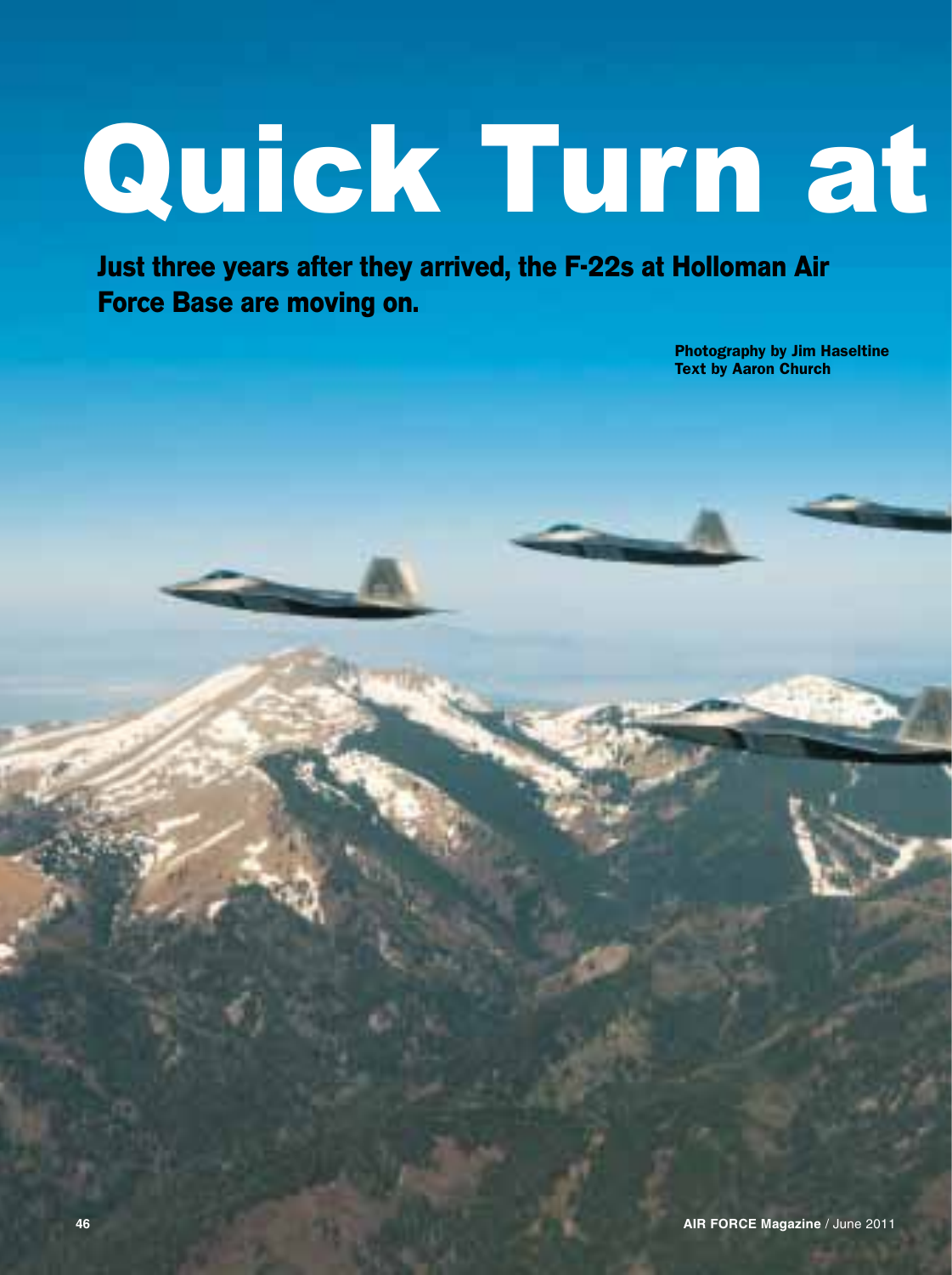# Quick Turn at

**Just three years after they arrived, the F-22s at Holloman Air Force Base are moving on.**

**Photography by Jim Haseltine**
**Text by Aaron Church**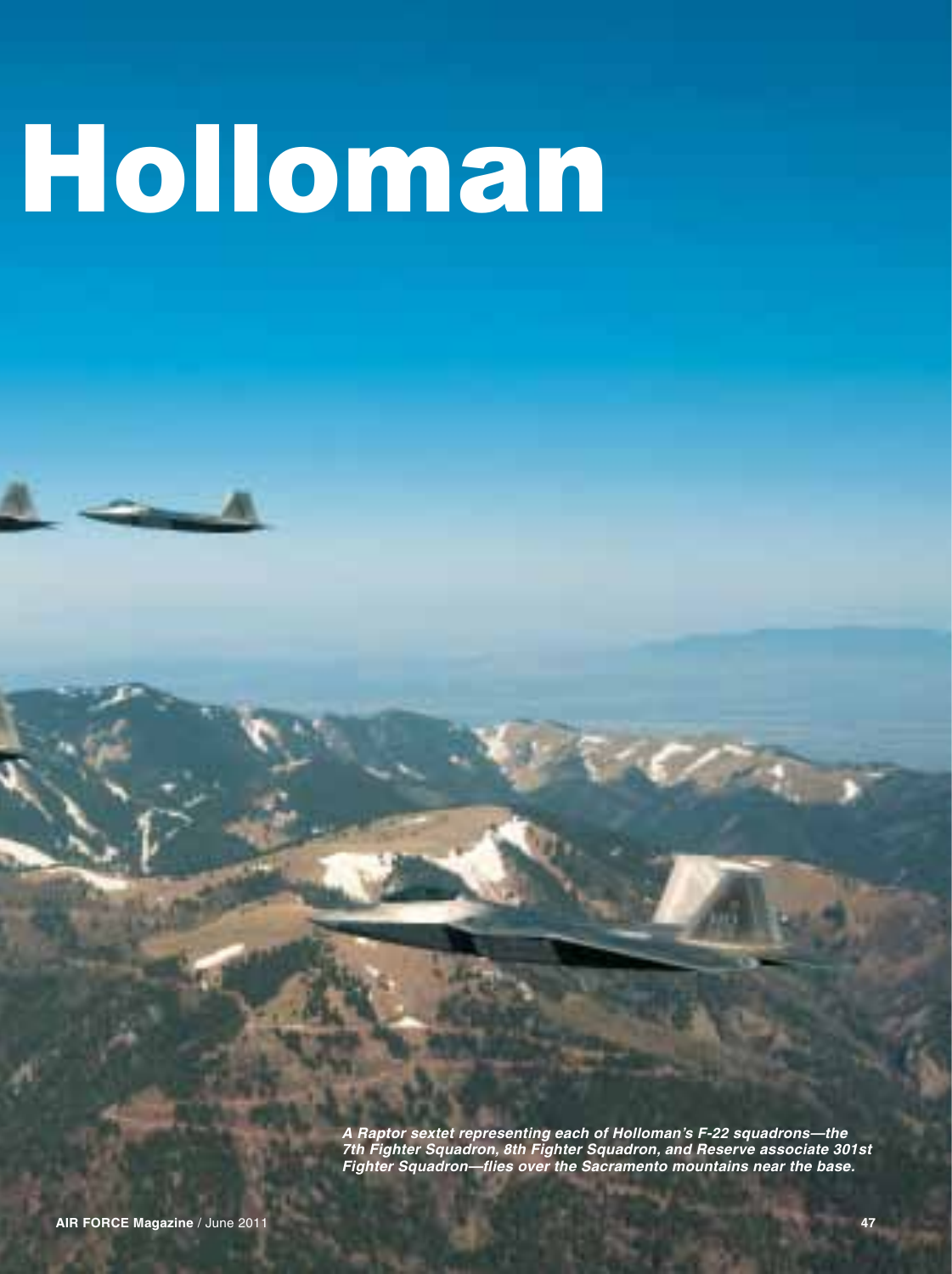# Holloman

*A Raptor sextet representing each of Holloman's F-22 squadrons—the 7th Fighter Squadron, 8th Fighter Squadron, and Reserve associate 301st Fighter Squadron—flies over the Sacramento mountains near the base.*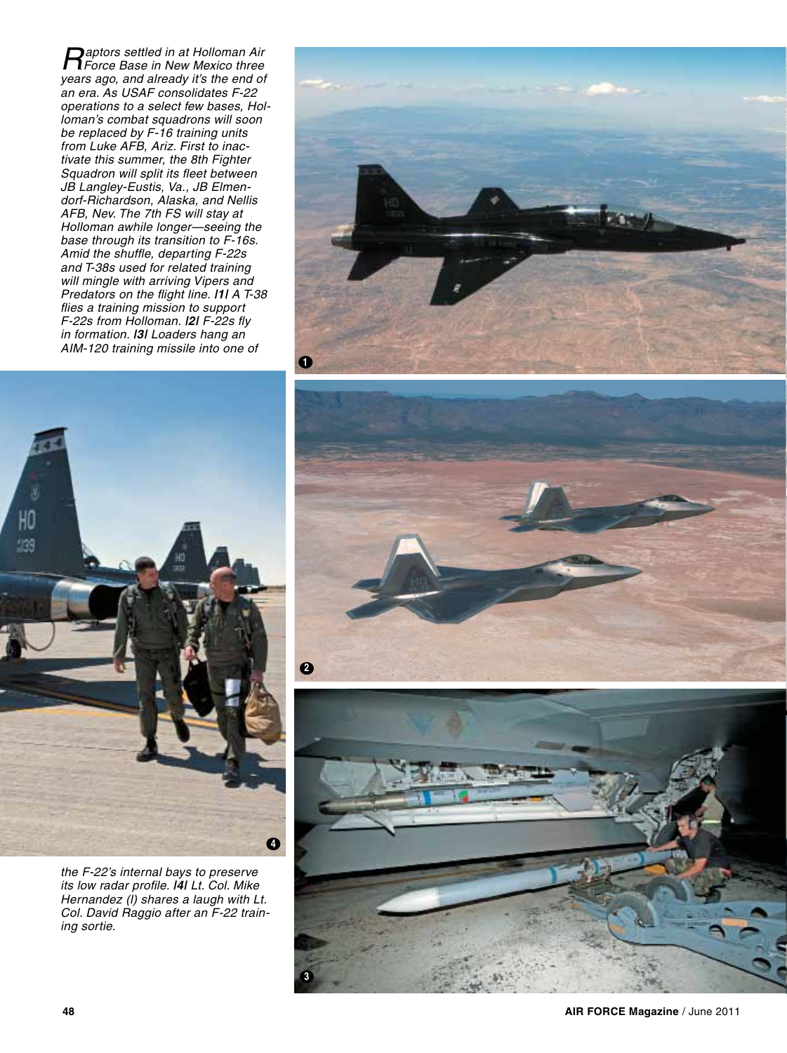*Raptors settled in at Holloman Air Force Base in New Mexico three years ago, and already it's the end of an era. As USAF consolidates F-22 operations to a select few bases, Holloman's combat squadrons will soon be replaced by F-16 training units from Luke AFB, Ariz. First to inactivate this summer, the 8th Fighter Squadron will split its fleet between JB Langley-Eustis, Va., JB Elmendorf-Richardson, Alaska, and Nellis AFB, Nev. The 7th FS will stay at Holloman awhile longer—seeing the base through its transition to F-16s. Amid the shuffle, departing F-22s and T-38s used for related training will mingle with arriving Vipers and Predators on the flight line.* **/1/** *A T-38 flies a training mission to support F-22s from Holloman.* **/2/** *F-22s fly in formation.* **/3/** *Loaders hang an AIM-120 training missile into one of the F-22's internal bays to preserve its low radar profile.* **/4/** *Lt. Col. Mike Hernandez (l) shares a laugh with Lt. Col. David Raggio after an F-22 training sortie.*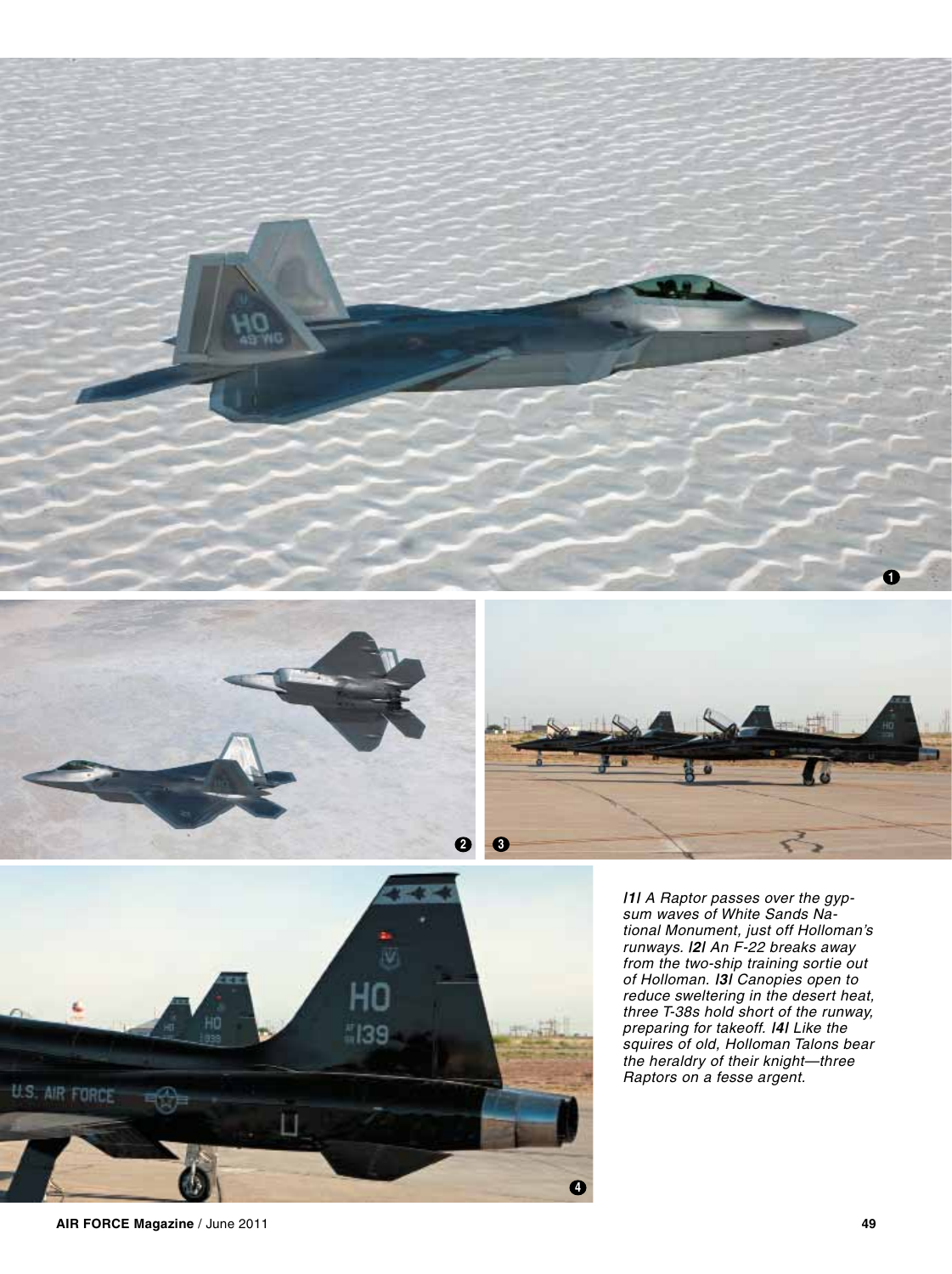*/1/ A Raptor passes over the gypsum waves of White Sands National Monument, just off Holloman's runways. /2/ An F-22 breaks away from the two-ship training sortie out of Holloman. /3/ Canopies open to reduce sweltering in the desert heat, three T-38s hold short of the runway, preparing for takeoff. /4/ Like the squires of old, Holloman Talons bear the heraldry of their knight—three Raptors on a fesse argent.*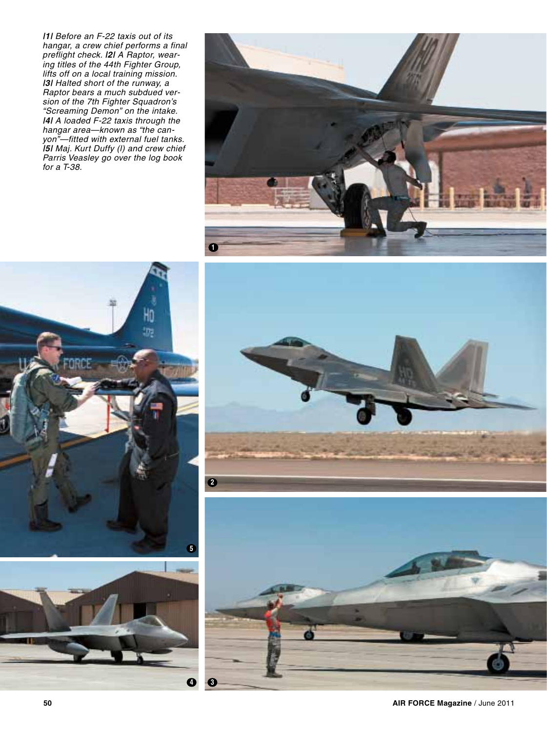*|1| Before an F-22 taxis out of its hangar, a crew chief performs a final preflight check. |2| A Raptor, wearing titles of the 44th Fighter Group, lifts off on a local training mission. |3| Halted short of the runway, a Raptor bears a much subdued version of the 7th Fighter Squadron's "Screaming Demon" on the intake. |4| A loaded F-22 taxis through the hangar area—known as "the canyon"—fitted with external fuel tanks. |5| Maj. Kurt Duffy (l) and crew chief Parris Veasley go over the log book for a T-38.*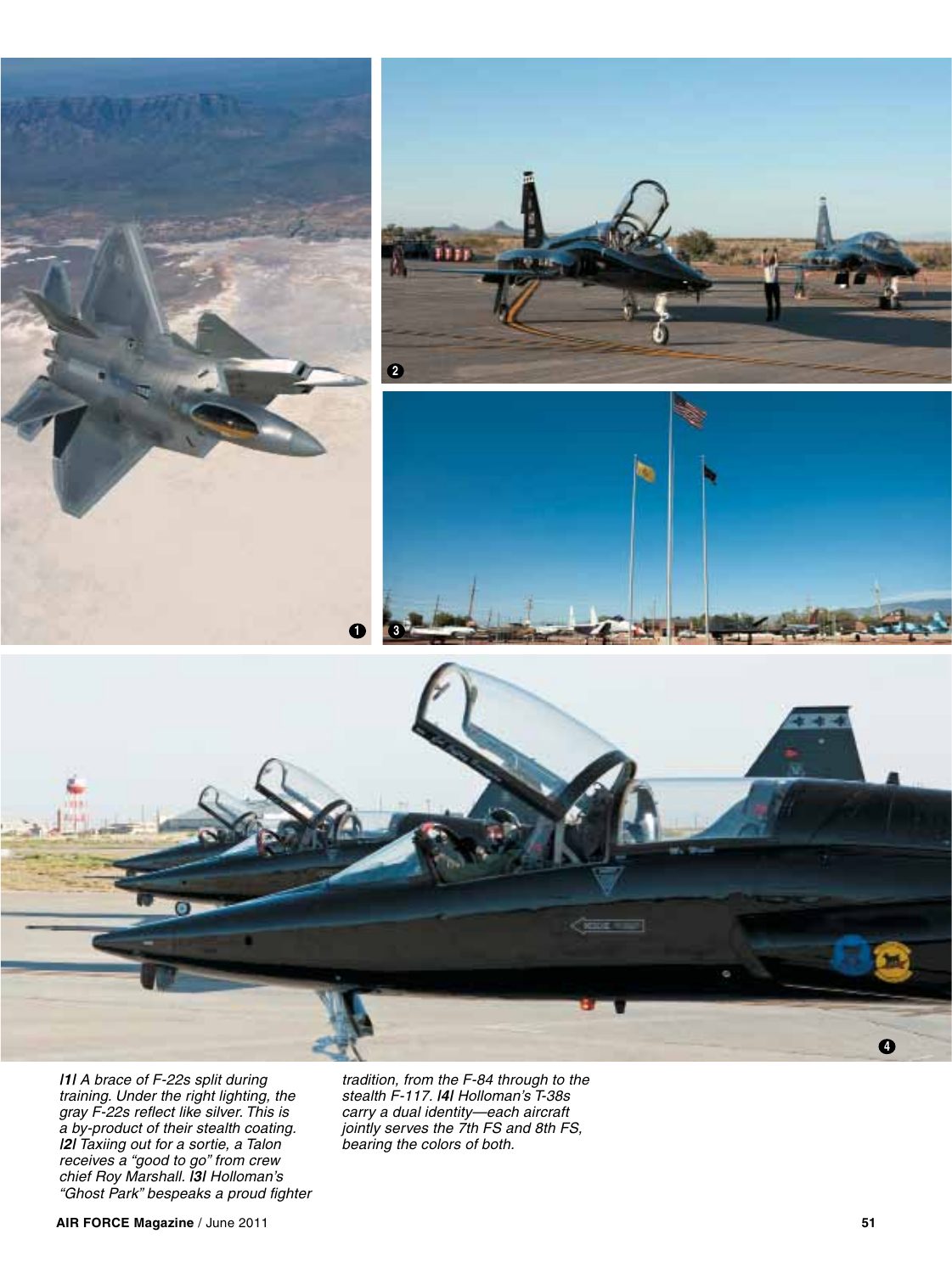*/1/ A brace of F-22s split during training. Under the right lighting, the gray F-22s reflect like silver. This is a by-product of their stealth coating. /2/ Taxiing out for a sortie, a Talon receives a "good to go" from crew chief Roy Marshall. /3/ Holloman's "Ghost Park" bespeaks a proud fighter tradition, from the F-84 through to the stealth F-117. /4/ Holloman's T-38s carry a dual identity—each aircraft jointly serves the 7th FS and 8th FS, bearing the colors of both.*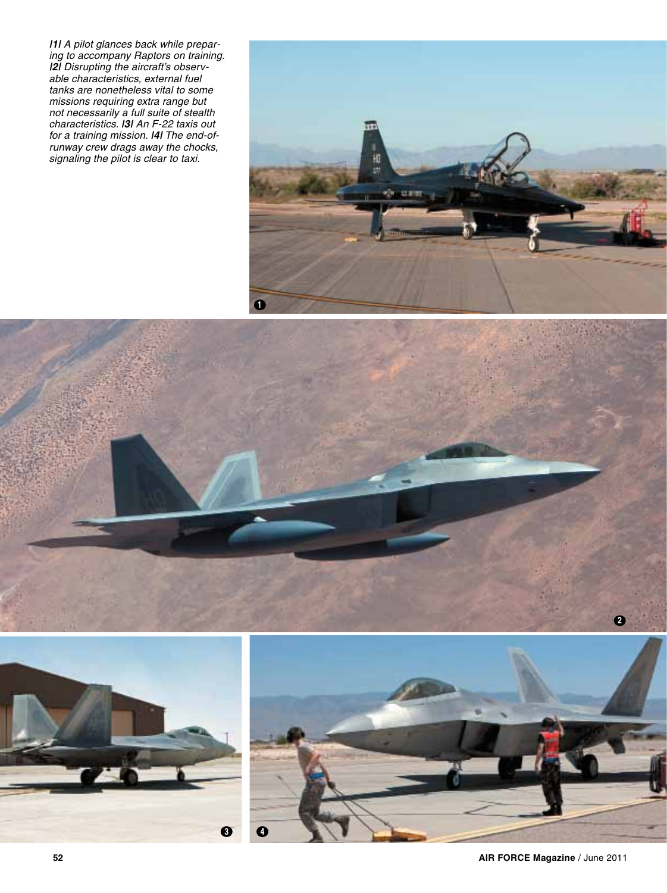*|1| A pilot glances back while preparing to accompany Raptors on training. |2| Disrupting the aircraft's observable characteristics, external fuel tanks are nonetheless vital to some missions requiring extra range but not necessarily a full suite of stealth characteristics. |3| An F-22 taxis out for a training mission. |4| The end-of-runway crew drags away the chocks, signaling the pilot is clear to taxi.*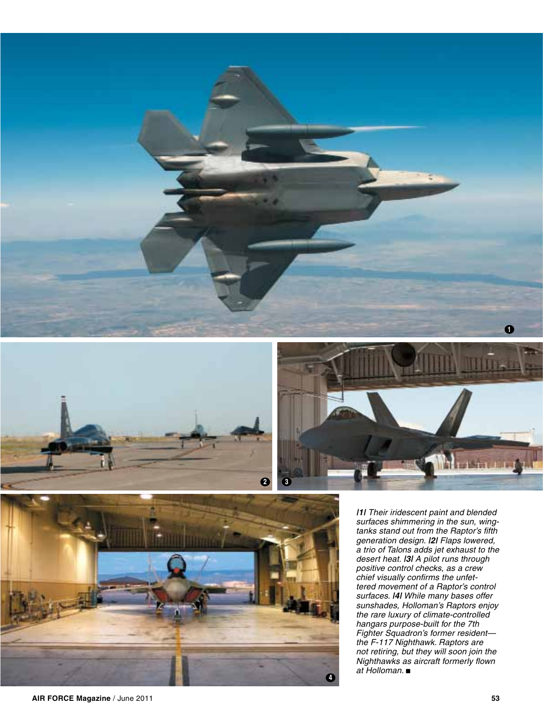*|1| Their iridescent paint and blended surfaces shimmering in the sun, wing-tanks stand out from the Raptor's fifth generation design. |2| Flaps lowered, a trio of Talons adds jet exhaust to the desert heat. |3| A pilot runs through positive control checks, as a crew chief visually confirms the unfettered movement of a Raptor's control surfaces. |4| While many bases offer sunshades, Holloman's Raptors enjoy the rare luxury of climate-controlled hangars purpose-built for the 7th Fighter Squadron's former resident—the F-117 Nighthawk. Raptors are not retiring, but they will soon join the Nighthawks as aircraft formerly flown at Holloman.* ■